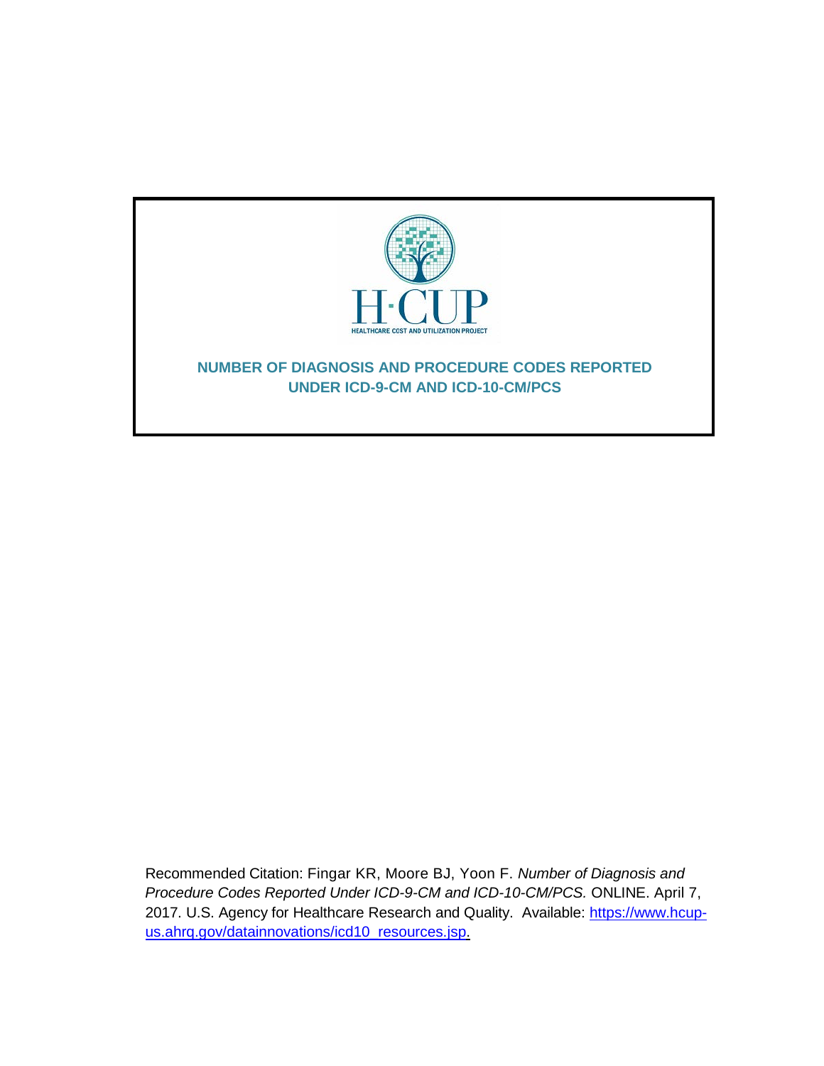H·CUP

HEALTHCARE COST AND UTILIZATION PROJECT

# NUMBER OF DIAGNOSIS AND PROCEDURE CODES REPORTED UNDER ICD-9-CM AND ICD-10-CM/PCS

Recommended Citation: Fingar KR, Moore BJ, Yoon F. *Number of Diagnosis and Procedure Codes Reported Under ICD-9-CM and ICD-10-CM/PCS.* ONLINE. April 7, 2017. U.S. Agency for Healthcare Research and Quality. Available: https://www.hcup-us.ahrq.gov/datainnovations/icd10_resources.jsp.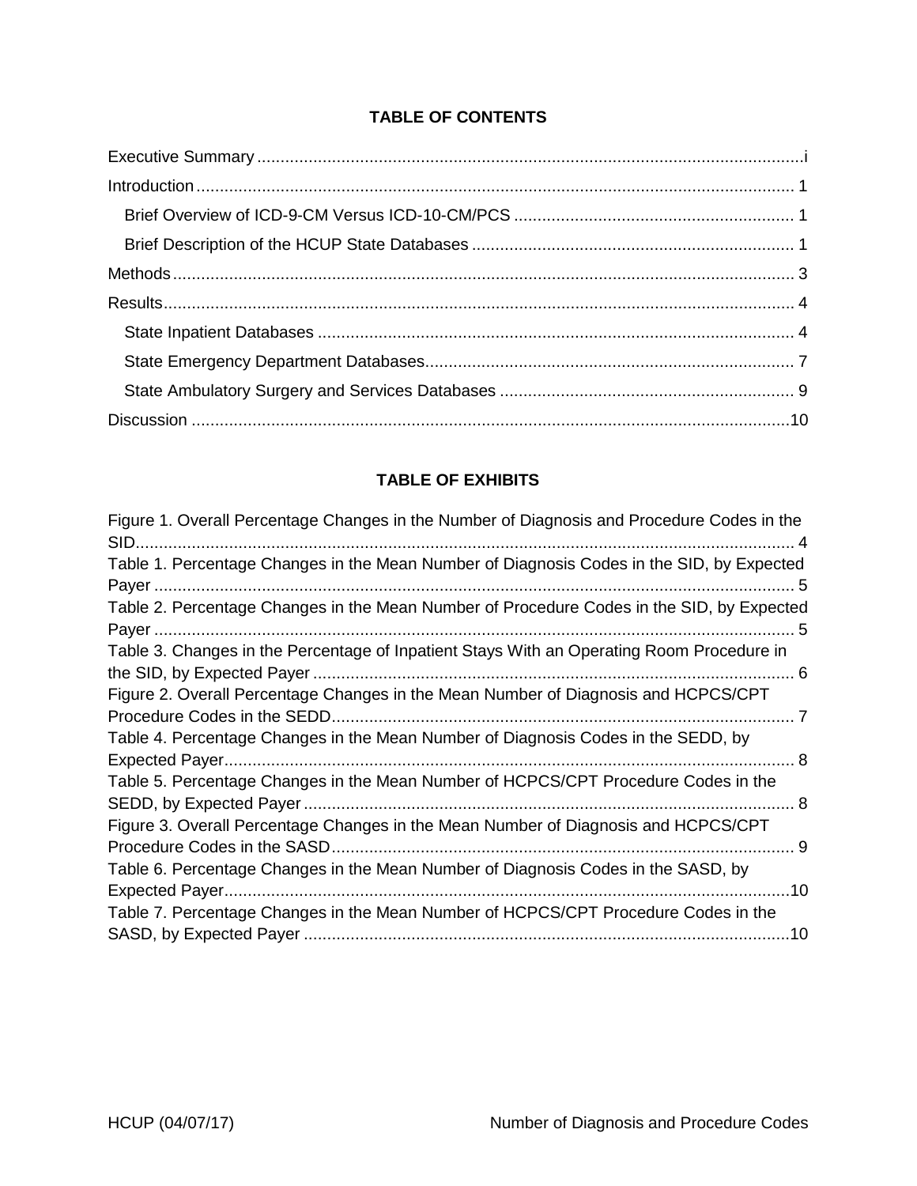## TABLE OF CONTENTS

Executive Summary ..................................................................................................................i

Introduction ............................................................................................................................ 1

- Brief Overview of ICD-9-CM Versus ICD-10-CM/PCS ........................................................... 1
- Brief Description of the HCUP State Databases ..................................................................... 1

Methods .................................................................................................................................. 3

Results .................................................................................................................................... 4

- State Inpatient Databases ...................................................................................................... 4
- State Emergency Department Databases .............................................................................. 7
- State Ambulatory Surgery and Services Databases ............................................................... 9

Discussion ............................................................................................................................. 10

## TABLE OF EXHIBITS

Figure 1. Overall Percentage Changes in the Number of Diagnosis and Procedure Codes in the SID ......................................................................................................................................... 4

Table 1. Percentage Changes in the Mean Number of Diagnosis Codes in the SID, by Expected Payer ....................................................................................................................................... 5

Table 2. Percentage Changes in the Mean Number of Procedure Codes in the SID, by Expected Payer ....................................................................................................................................... 5

Table 3. Changes in the Percentage of Inpatient Stays With an Operating Room Procedure in the SID, by Expected Payer ...................................................................................................... 6

Figure 2. Overall Percentage Changes in the Mean Number of Diagnosis and HCPCS/CPT Procedure Codes in the SEDD .................................................................................................. 7

Table 4. Percentage Changes in the Mean Number of Diagnosis Codes in the SEDD, by Expected Payer ......................................................................................................................... 8

Table 5. Percentage Changes in the Mean Number of HCPCS/CPT Procedure Codes in the SEDD, by Expected Payer ........................................................................................................ 8

Figure 3. Overall Percentage Changes in the Mean Number of Diagnosis and HCPCS/CPT Procedure Codes in the SASD .................................................................................................. 9

Table 6. Percentage Changes in the Mean Number of Diagnosis Codes in the SASD, by Expected Payer ....................................................................................................................... 10

Table 7. Percentage Changes in the Mean Number of HCPCS/CPT Procedure Codes in the SASD, by Expected Payer ....................................................................................................... 10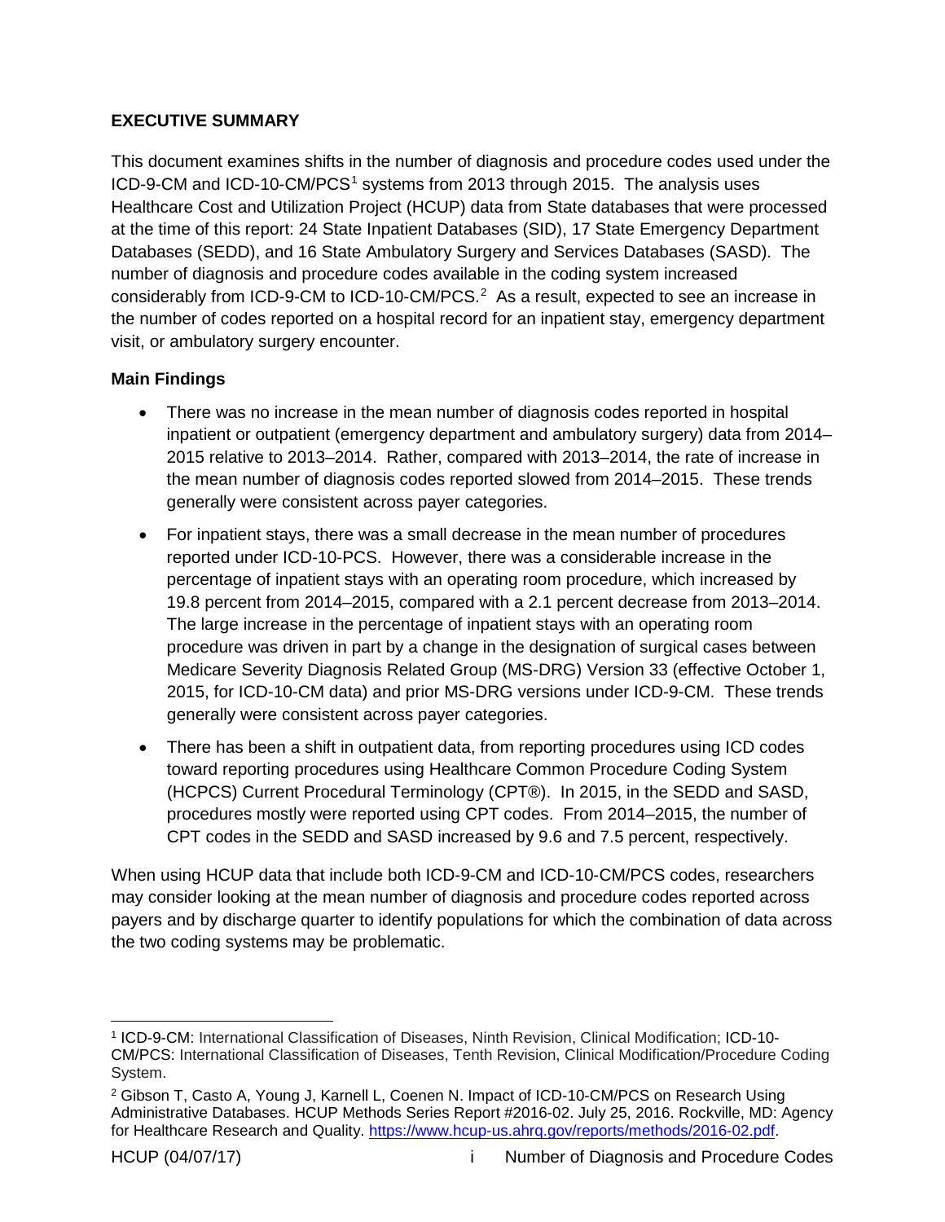## EXECUTIVE SUMMARY

This document examines shifts in the number of diagnosis and procedure codes used under the ICD-9-CM and ICD-10-CM/PCS[1] systems from 2013 through 2015. The analysis uses Healthcare Cost and Utilization Project (HCUP) data from State databases that were processed at the time of this report: 24 State Inpatient Databases (SID), 17 State Emergency Department Databases (SEDD), and 16 State Ambulatory Surgery and Services Databases (SASD). The number of diagnosis and procedure codes available in the coding system increased considerably from ICD-9-CM to ICD-10-CM/PCS.[2] As a result, expected to see an increase in the number of codes reported on a hospital record for an inpatient stay, emergency department visit, or ambulatory surgery encounter.

### Main Findings

- There was no increase in the mean number of diagnosis codes reported in hospital inpatient or outpatient (emergency department and ambulatory surgery) data from 2014–2015 relative to 2013–2014. Rather, compared with 2013–2014, the rate of increase in the mean number of diagnosis codes reported slowed from 2014–2015. These trends generally were consistent across payer categories.
- For inpatient stays, there was a small decrease in the mean number of procedures reported under ICD-10-PCS. However, there was a considerable increase in the percentage of inpatient stays with an operating room procedure, which increased by 19.8 percent from 2014–2015, compared with a 2.1 percent decrease from 2013–2014. The large increase in the percentage of inpatient stays with an operating room procedure was driven in part by a change in the designation of surgical cases between Medicare Severity Diagnosis Related Group (MS-DRG) Version 33 (effective October 1, 2015, for ICD-10-CM data) and prior MS-DRG versions under ICD-9-CM. These trends generally were consistent across payer categories.
- There has been a shift in outpatient data, from reporting procedures using ICD codes toward reporting procedures using Healthcare Common Procedure Coding System (HCPCS) Current Procedural Terminology (CPT®). In 2015, in the SEDD and SASD, procedures mostly were reported using CPT codes. From 2014–2015, the number of CPT codes in the SEDD and SASD increased by 9.6 and 7.5 percent, respectively.

When using HCUP data that include both ICD-9-CM and ICD-10-CM/PCS codes, researchers may consider looking at the mean number of diagnosis and procedure codes reported across payers and by discharge quarter to identify populations for which the combination of data across the two coding systems may be problematic.

---

[1] ICD-9-CM: International Classification of Diseases, Ninth Revision, Clinical Modification; ICD-10-CM/PCS: International Classification of Diseases, Tenth Revision, Clinical Modification/Procedure Coding System.

[2] Gibson T, Casto A, Young J, Karnell L, Coenen N. Impact of ICD-10-CM/PCS on Research Using Administrative Databases. HCUP Methods Series Report #2016-02. July 25, 2016. Rockville, MD: Agency for Healthcare Research and Quality. https://www.hcup-us.ahrq.gov/reports/methods/2016-02.pdf.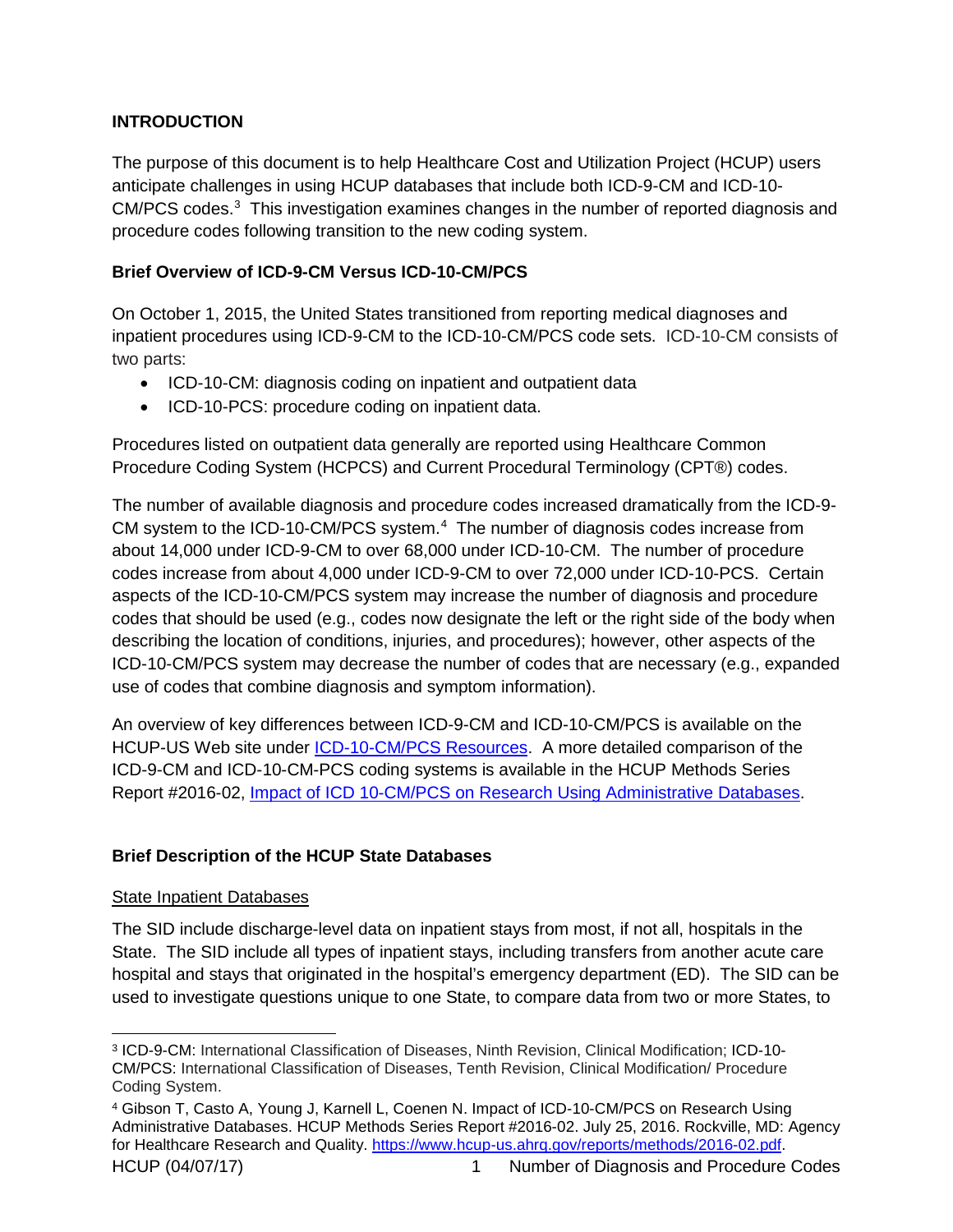## INTRODUCTION

The purpose of this document is to help Healthcare Cost and Utilization Project (HCUP) users anticipate challenges in using HCUP databases that include both ICD-9-CM and ICD-10-CM/PCS codes.[3] This investigation examines changes in the number of reported diagnosis and procedure codes following transition to the new coding system.

### Brief Overview of ICD-9-CM Versus ICD-10-CM/PCS

On October 1, 2015, the United States transitioned from reporting medical diagnoses and inpatient procedures using ICD-9-CM to the ICD-10-CM/PCS code sets. ICD-10-CM consists of two parts:

- ICD-10-CM: diagnosis coding on inpatient and outpatient data
- ICD-10-PCS: procedure coding on inpatient data.

Procedures listed on outpatient data generally are reported using Healthcare Common Procedure Coding System (HCPCS) and Current Procedural Terminology (CPT®) codes.

The number of available diagnosis and procedure codes increased dramatically from the ICD-9-CM system to the ICD-10-CM/PCS system.[4] The number of diagnosis codes increase from about 14,000 under ICD-9-CM to over 68,000 under ICD-10-CM. The number of procedure codes increase from about 4,000 under ICD-9-CM to over 72,000 under ICD-10-PCS. Certain aspects of the ICD-10-CM/PCS system may increase the number of diagnosis and procedure codes that should be used (e.g., codes now designate the left or the right side of the body when describing the location of conditions, injuries, and procedures); however, other aspects of the ICD-10-CM/PCS system may decrease the number of codes that are necessary (e.g., expanded use of codes that combine diagnosis and symptom information).

An overview of key differences between ICD-9-CM and ICD-10-CM/PCS is available on the HCUP-US Web site under ICD-10-CM/PCS Resources. A more detailed comparison of the ICD-9-CM and ICD-10-CM-PCS coding systems is available in the HCUP Methods Series Report #2016-02, Impact of ICD 10-CM/PCS on Research Using Administrative Databases.

### Brief Description of the HCUP State Databases

State Inpatient Databases

The SID include discharge-level data on inpatient stays from most, if not all, hospitals in the State. The SID include all types of inpatient stays, including transfers from another acute care hospital and stays that originated in the hospital's emergency department (ED). The SID can be used to investigate questions unique to one State, to compare data from two or more States, to

---

[3] ICD-9-CM: International Classification of Diseases, Ninth Revision, Clinical Modification; ICD-10-CM/PCS: International Classification of Diseases, Tenth Revision, Clinical Modification/ Procedure Coding System.

[4] Gibson T, Casto A, Young J, Karnell L, Coenen N. Impact of ICD-10-CM/PCS on Research Using Administrative Databases. HCUP Methods Series Report #2016-02. July 25, 2016. Rockville, MD: Agency for Healthcare Research and Quality. https://www.hcup-us.ahrq.gov/reports/methods/2016-02.pdf.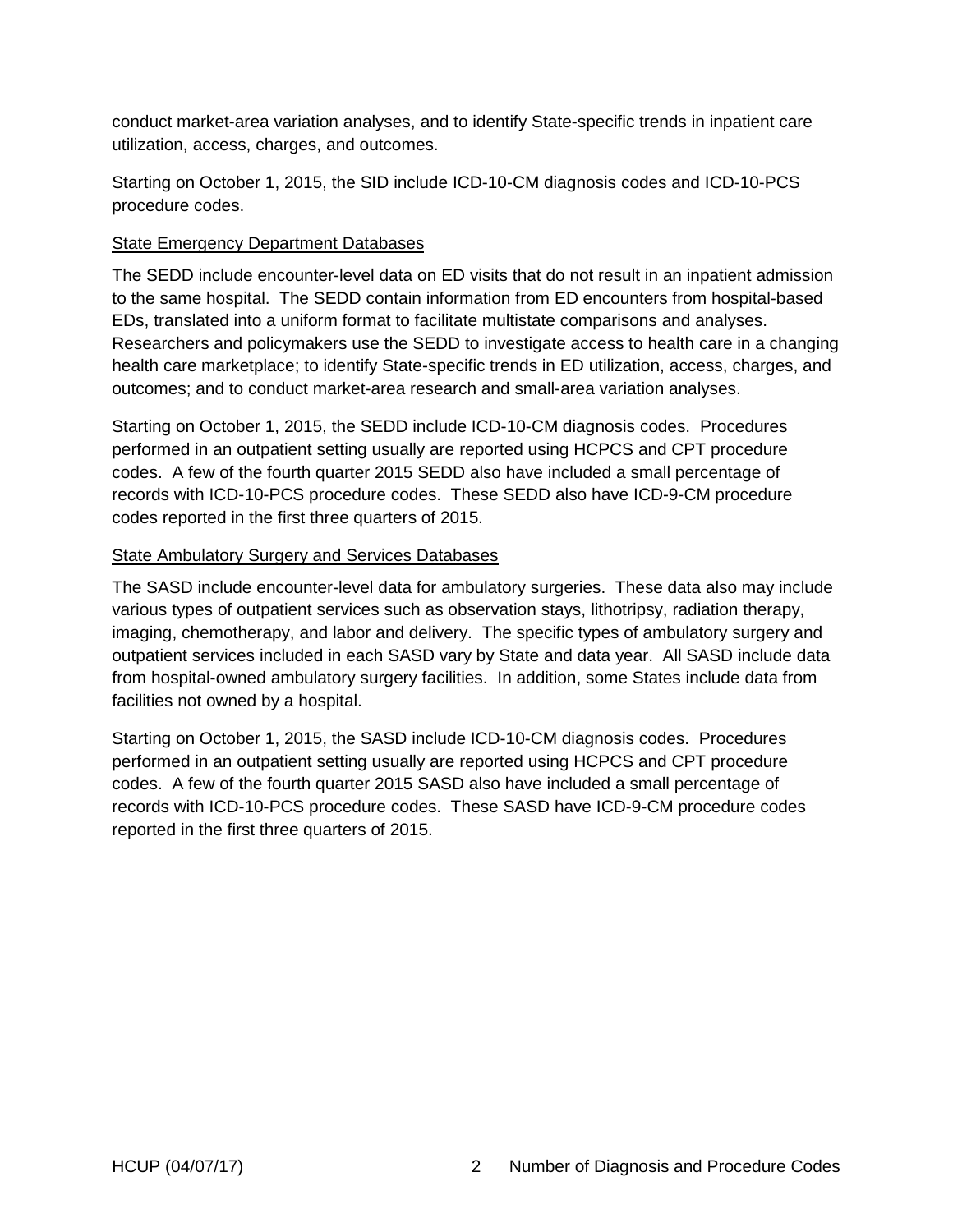conduct market-area variation analyses, and to identify State-specific trends in inpatient care utilization, access, charges, and outcomes.

Starting on October 1, 2015, the SID include ICD-10-CM diagnosis codes and ICD-10-PCS procedure codes.

### State Emergency Department Databases

The SEDD include encounter-level data on ED visits that do not result in an inpatient admission to the same hospital. The SEDD contain information from ED encounters from hospital-based EDs, translated into a uniform format to facilitate multistate comparisons and analyses. Researchers and policymakers use the SEDD to investigate access to health care in a changing health care marketplace; to identify State-specific trends in ED utilization, access, charges, and outcomes; and to conduct market-area research and small-area variation analyses.

Starting on October 1, 2015, the SEDD include ICD-10-CM diagnosis codes. Procedures performed in an outpatient setting usually are reported using HCPCS and CPT procedure codes. A few of the fourth quarter 2015 SEDD also have included a small percentage of records with ICD-10-PCS procedure codes. These SEDD also have ICD-9-CM procedure codes reported in the first three quarters of 2015.

### State Ambulatory Surgery and Services Databases

The SASD include encounter-level data for ambulatory surgeries. These data also may include various types of outpatient services such as observation stays, lithotripsy, radiation therapy, imaging, chemotherapy, and labor and delivery. The specific types of ambulatory surgery and outpatient services included in each SASD vary by State and data year. All SASD include data from hospital-owned ambulatory surgery facilities. In addition, some States include data from facilities not owned by a hospital.

Starting on October 1, 2015, the SASD include ICD-10-CM diagnosis codes. Procedures performed in an outpatient setting usually are reported using HCPCS and CPT procedure codes. A few of the fourth quarter 2015 SASD also have included a small percentage of records with ICD-10-PCS procedure codes. These SASD have ICD-9-CM procedure codes reported in the first three quarters of 2015.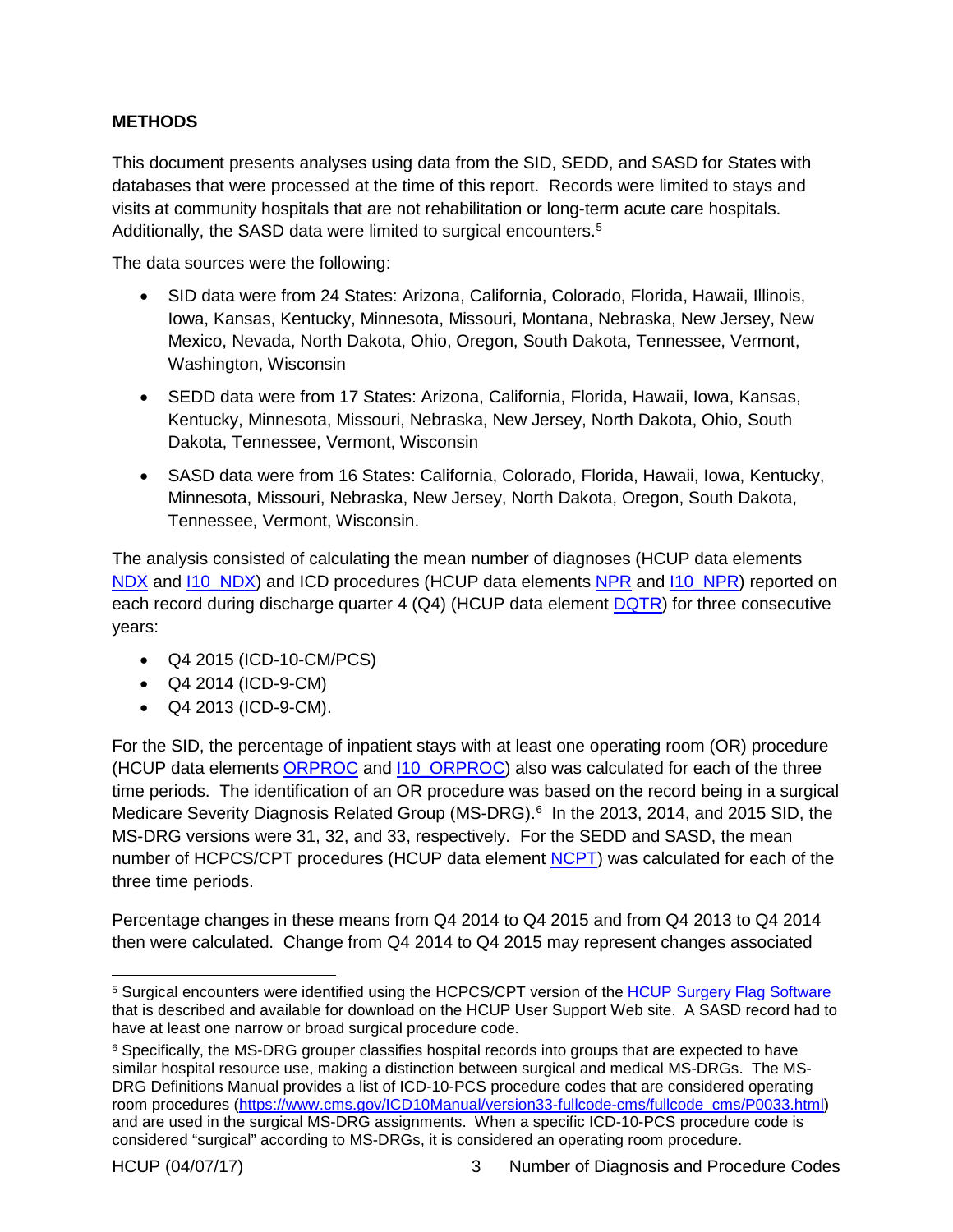## METHODS

This document presents analyses using data from the SID, SEDD, and SASD for States with databases that were processed at the time of this report. Records were limited to stays and visits at community hospitals that are not rehabilitation or long-term acute care hospitals. Additionally, the SASD data were limited to surgical encounters.[5]

The data sources were the following:

- SID data were from 24 States: Arizona, California, Colorado, Florida, Hawaii, Illinois, Iowa, Kansas, Kentucky, Minnesota, Missouri, Montana, Nebraska, New Jersey, New Mexico, Nevada, North Dakota, Ohio, Oregon, South Dakota, Tennessee, Vermont, Washington, Wisconsin
- SEDD data were from 17 States: Arizona, California, Florida, Hawaii, Iowa, Kansas, Kentucky, Minnesota, Missouri, Nebraska, New Jersey, North Dakota, Ohio, South Dakota, Tennessee, Vermont, Wisconsin
- SASD data were from 16 States: California, Colorado, Florida, Hawaii, Iowa, Kentucky, Minnesota, Missouri, Nebraska, New Jersey, North Dakota, Oregon, South Dakota, Tennessee, Vermont, Wisconsin.

The analysis consisted of calculating the mean number of diagnoses (HCUP data elements NDX and I10_NDX) and ICD procedures (HCUP data elements NPR and I10_NPR) reported on each record during discharge quarter 4 (Q4) (HCUP data element DQTR) for three consecutive years:

- Q4 2015 (ICD-10-CM/PCS)
- Q4 2014 (ICD-9-CM)
- Q4 2013 (ICD-9-CM).

For the SID, the percentage of inpatient stays with at least one operating room (OR) procedure (HCUP data elements ORPROC and I10_ORPROC) also was calculated for each of the three time periods. The identification of an OR procedure was based on the record being in a surgical Medicare Severity Diagnosis Related Group (MS-DRG).[6] In the 2013, 2014, and 2015 SID, the MS-DRG versions were 31, 32, and 33, respectively. For the SEDD and SASD, the mean number of HCPCS/CPT procedures (HCUP data element NCPT) was calculated for each of the three time periods.

Percentage changes in these means from Q4 2014 to Q4 2015 and from Q4 2013 to Q4 2014 then were calculated. Change from Q4 2014 to Q4 2015 may represent changes associated

---

[5] Surgical encounters were identified using the HCPCS/CPT version of the HCUP Surgery Flag Software that is described and available for download on the HCUP User Support Web site. A SASD record had to have at least one narrow or broad surgical procedure code.

[6] Specifically, the MS-DRG grouper classifies hospital records into groups that are expected to have similar hospital resource use, making a distinction between surgical and medical MS-DRGs. The MS-DRG Definitions Manual provides a list of ICD-10-PCS procedure codes that are considered operating room procedures (https://www.cms.gov/ICD10Manual/version33-fullcode-cms/fullcode_cms/P0033.html) and are used in the surgical MS-DRG assignments. When a specific ICD-10-PCS procedure code is considered “surgical” according to MS-DRGs, it is considered an operating room procedure.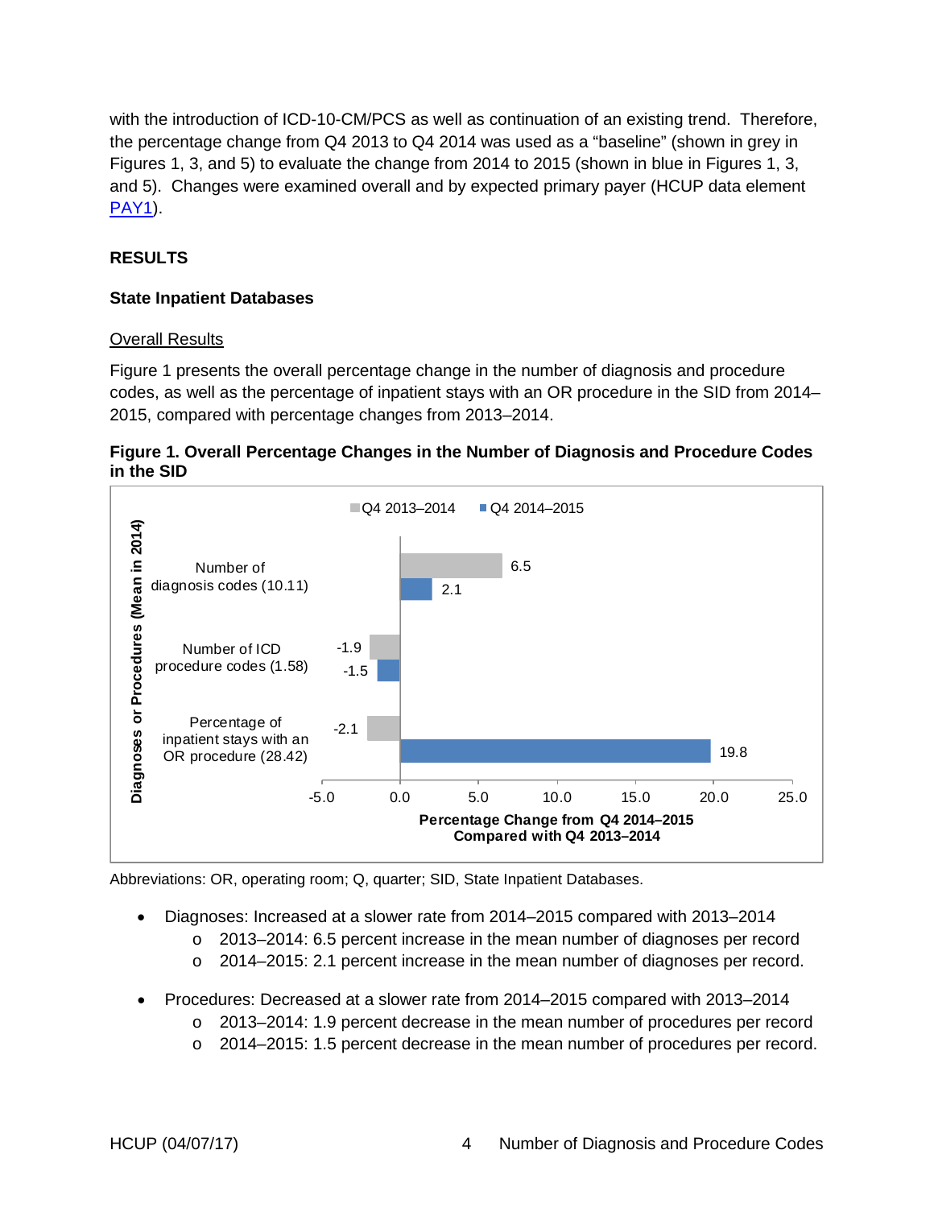with the introduction of ICD-10-CM/PCS as well as continuation of an existing trend. Therefore, the percentage change from Q4 2013 to Q4 2014 was used as a "baseline" (shown in grey in Figures 1, 3, and 5) to evaluate the change from 2014 to 2015 (shown in blue in Figures 1, 3, and 5). Changes were examined overall and by expected primary payer (HCUP data element PAY1).

## RESULTS

### State Inpatient Databases

Overall Results

Figure 1 presents the overall percentage change in the number of diagnosis and procedure codes, as well as the percentage of inpatient stays with an OR procedure in the SID from 2014–2015, compared with percentage changes from 2013–2014.

**Figure 1. Overall Percentage Changes in the Number of Diagnosis and Procedure Codes in the SID**

| Diagnoses or Procedures (Mean in 2014) | Q4 2013–2014 | Q4 2014–2015 |
|---|---|---|
| Number of diagnosis codes (10.11) | 6.5 | 2.1 |
| Number of ICD procedure codes (1.58) | -1.9 | -1.5 |
| Percentage of inpatient stays with an OR procedure (28.42) | -2.1 | 19.8 |

Percentage Change from Q4 2014–2015 Compared with Q4 2013–2014

Abbreviations: OR, operating room; Q, quarter; SID, State Inpatient Databases.

- Diagnoses: Increased at a slower rate from 2014–2015 compared with 2013–2014
  - 2013–2014: 6.5 percent increase in the mean number of diagnoses per record
  - 2014–2015: 2.1 percent increase in the mean number of diagnoses per record.
- Procedures: Decreased at a slower rate from 2014–2015 compared with 2013–2014
  - 2013–2014: 1.9 percent decrease in the mean number of procedures per record
  - 2014–2015: 1.5 percent decrease in the mean number of procedures per record.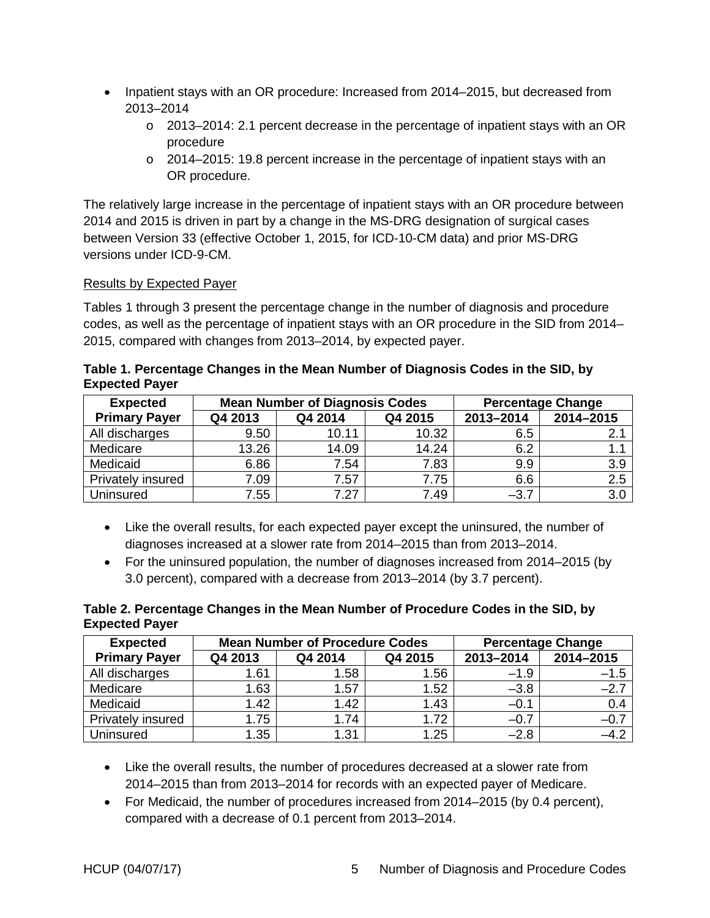- Inpatient stays with an OR procedure: Increased from 2014–2015, but decreased from 2013–2014
  - 2013–2014: 2.1 percent decrease in the percentage of inpatient stays with an OR procedure
  - 2014–2015: 19.8 percent increase in the percentage of inpatient stays with an OR procedure.

The relatively large increase in the percentage of inpatient stays with an OR procedure between 2014 and 2015 is driven in part by a change in the MS-DRG designation of surgical cases between Version 33 (effective October 1, 2015, for ICD-10-CM data) and prior MS-DRG versions under ICD-9-CM.

Results by Expected Payer

Tables 1 through 3 present the percentage change in the number of diagnosis and procedure codes, as well as the percentage of inpatient stays with an OR procedure in the SID from 2014–2015, compared with changes from 2013–2014, by expected payer.

**Table 1. Percentage Changes in the Mean Number of Diagnosis Codes in the SID, by Expected Payer**

| Expected Primary Payer | Mean Number of Diagnosis Codes | | | Percentage Change | |
|---|---|---|---|---|---|
| | Q4 2013 | Q4 2014 | Q4 2015 | 2013–2014 | 2014–2015 |
| All discharges | 9.50 | 10.11 | 10.32 | 6.5 | 2.1 |
| Medicare | 13.26 | 14.09 | 14.24 | 6.2 | 1.1 |
| Medicaid | 6.86 | 7.54 | 7.83 | 9.9 | 3.9 |
| Privately insured | 7.09 | 7.57 | 7.75 | 6.6 | 2.5 |
| Uninsured | 7.55 | 7.27 | 7.49 | –3.7 | 3.0 |

- Like the overall results, for each expected payer except the uninsured, the number of diagnoses increased at a slower rate from 2014–2015 than from 2013–2014.
- For the uninsured population, the number of diagnoses increased from 2014–2015 (by 3.0 percent), compared with a decrease from 2013–2014 (by 3.7 percent).

**Table 2. Percentage Changes in the Mean Number of Procedure Codes in the SID, by Expected Payer**

| Expected Primary Payer | Mean Number of Procedure Codes | | | Percentage Change | |
|---|---|---|---|---|---|
| | Q4 2013 | Q4 2014 | Q4 2015 | 2013–2014 | 2014–2015 |
| All discharges | 1.61 | 1.58 | 1.56 | –1.9 | –1.5 |
| Medicare | 1.63 | 1.57 | 1.52 | –3.8 | –2.7 |
| Medicaid | 1.42 | 1.42 | 1.43 | –0.1 | 0.4 |
| Privately insured | 1.75 | 1.74 | 1.72 | –0.7 | –0.7 |
| Uninsured | 1.35 | 1.31 | 1.25 | –2.8 | –4.2 |

- Like the overall results, the number of procedures decreased at a slower rate from 2014–2015 than from 2013–2014 for records with an expected payer of Medicare.
- For Medicaid, the number of procedures increased from 2014–2015 (by 0.4 percent), compared with a decrease of 0.1 percent from 2013–2014.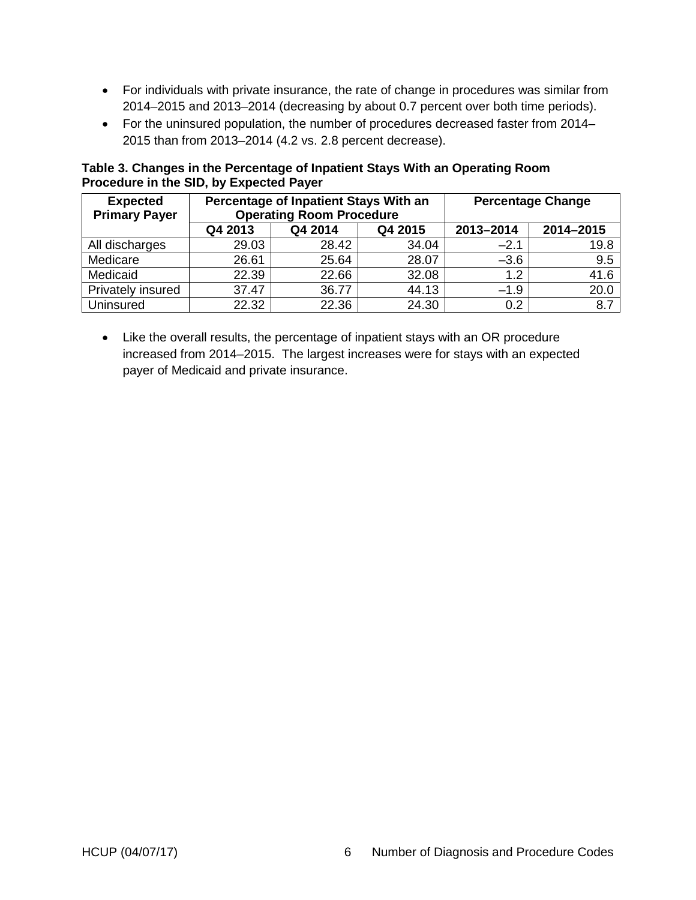- For individuals with private insurance, the rate of change in procedures was similar from 2014–2015 and 2013–2014 (decreasing by about 0.7 percent over both time periods).
- For the uninsured population, the number of procedures decreased faster from 2014–2015 than from 2013–2014 (4.2 vs. 2.8 percent decrease).

**Table 3. Changes in the Percentage of Inpatient Stays With an Operating Room Procedure in the SID, by Expected Payer**

| Expected Primary Payer | Percentage of Inpatient Stays With an Operating Room Procedure | | | Percentage Change | |
|---|---|---|---|---|---|
| | Q4 2013 | Q4 2014 | Q4 2015 | 2013–2014 | 2014–2015 |
| All discharges | 29.03 | 28.42 | 34.04 | –2.1 | 19.8 |
| Medicare | 26.61 | 25.64 | 28.07 | –3.6 | 9.5 |
| Medicaid | 22.39 | 22.66 | 32.08 | 1.2 | 41.6 |
| Privately insured | 37.47 | 36.77 | 44.13 | –1.9 | 20.0 |
| Uninsured | 22.32 | 22.36 | 24.30 | 0.2 | 8.7 |

- Like the overall results, the percentage of inpatient stays with an OR procedure increased from 2014–2015. The largest increases were for stays with an expected payer of Medicaid and private insurance.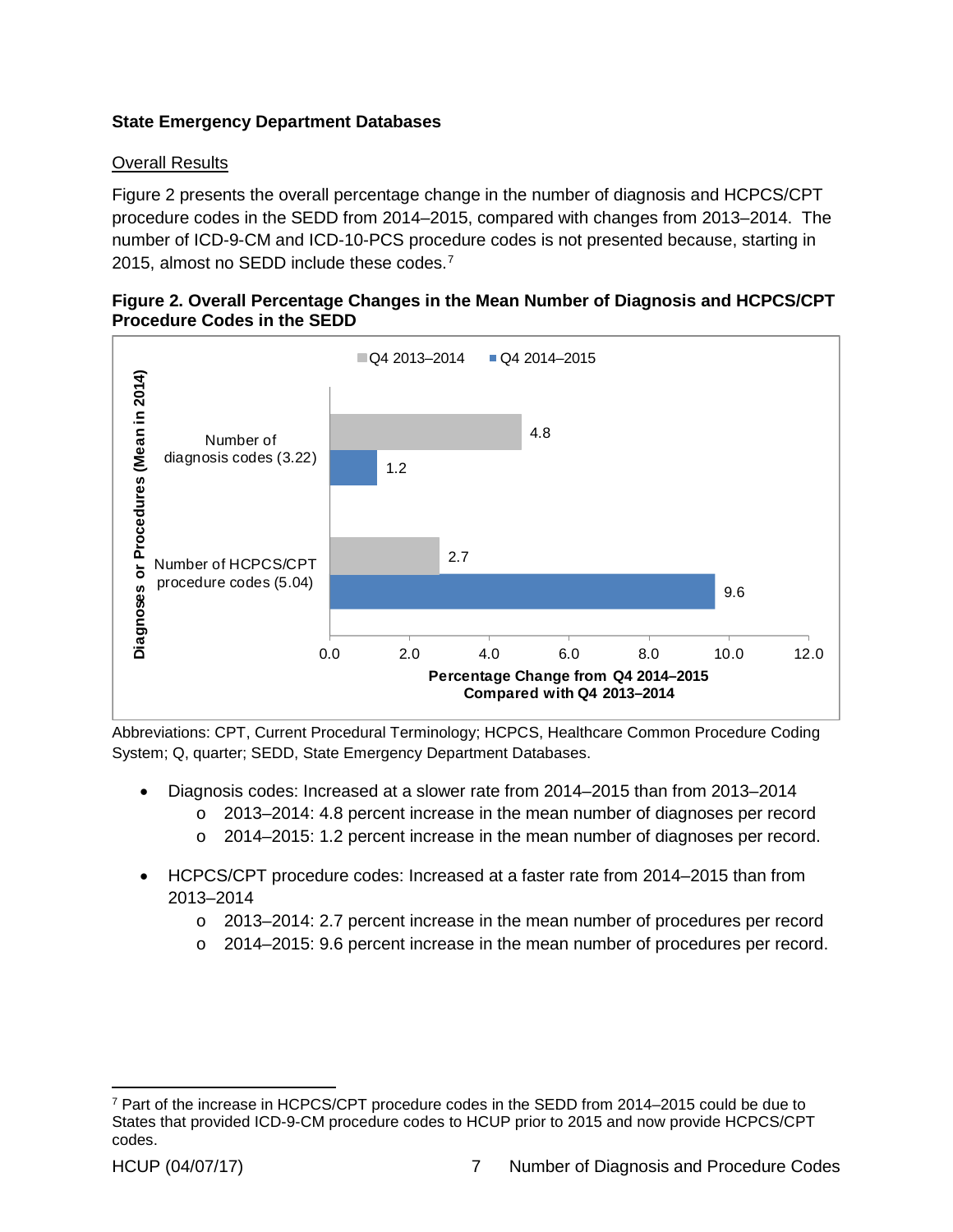## State Emergency Department Databases

### Overall Results

Figure 2 presents the overall percentage change in the number of diagnosis and HCPCS/CPT procedure codes in the SEDD from 2014–2015, compared with changes from 2013–2014. The number of ICD-9-CM and ICD-10-PCS procedure codes is not presented because, starting in 2015, almost no SEDD include these codes.[7]

**Figure 2. Overall Percentage Changes in the Mean Number of Diagnosis and HCPCS/CPT Procedure Codes in the SEDD**

| Diagnoses or Procedures (Mean in 2014) | Q4 2013–2014 | Q4 2014–2015 |
|---|---|---|
| Number of diagnosis codes (3.22) | 4.8 | 1.2 |
| Number of HCPCS/CPT procedure codes (5.04) | 2.7 | 9.6 |

Percentage Change from Q4 2014–2015 Compared with Q4 2013–2014

Abbreviations: CPT, Current Procedural Terminology; HCPCS, Healthcare Common Procedure Coding System; Q, quarter; SEDD, State Emergency Department Databases.

- Diagnosis codes: Increased at a slower rate from 2014–2015 than from 2013–2014
  - 2013–2014: 4.8 percent increase in the mean number of diagnoses per record
  - 2014–2015: 1.2 percent increase in the mean number of diagnoses per record.
- HCPCS/CPT procedure codes: Increased at a faster rate from 2014–2015 than from 2013–2014
  - 2013–2014: 2.7 percent increase in the mean number of procedures per record
  - 2014–2015: 9.6 percent increase in the mean number of procedures per record.

---

[7] Part of the increase in HCPCS/CPT procedure codes in the SEDD from 2014–2015 could be due to States that provided ICD-9-CM procedure codes to HCUP prior to 2015 and now provide HCPCS/CPT codes.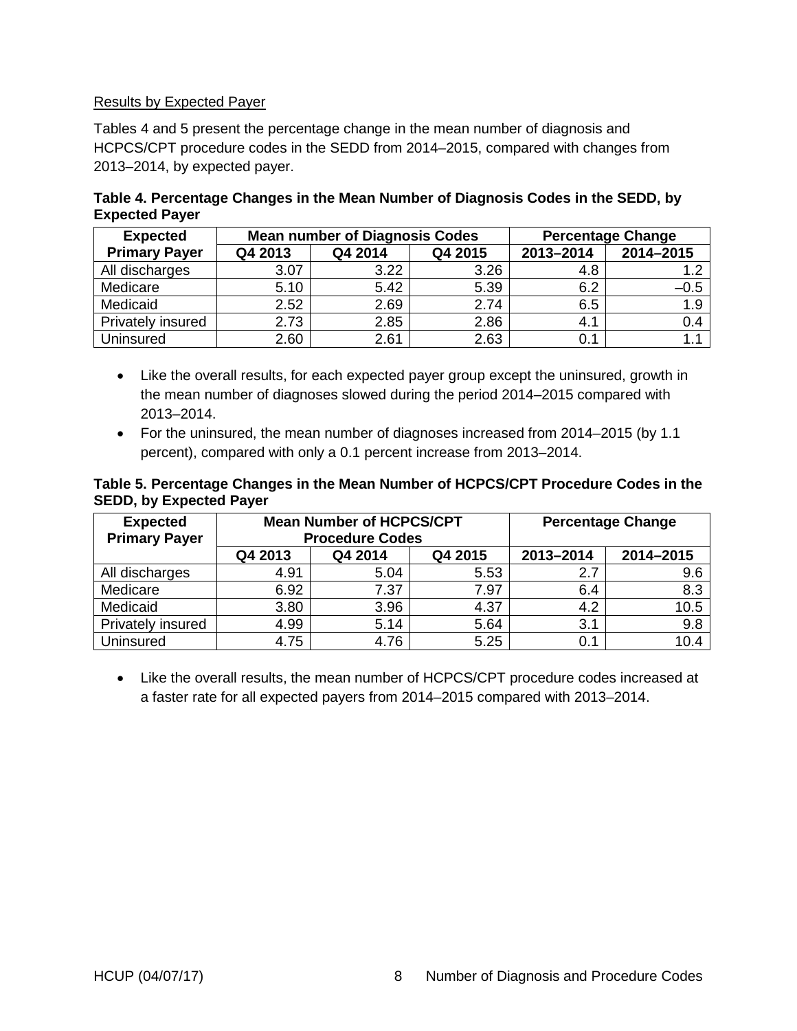Results by Expected Payer

Tables 4 and 5 present the percentage change in the mean number of diagnosis and HCPCS/CPT procedure codes in the SEDD from 2014–2015, compared with changes from 2013–2014, by expected payer.

**Table 4. Percentage Changes in the Mean Number of Diagnosis Codes in the SEDD, by Expected Payer**

| Expected Primary Payer | Mean number of Diagnosis Codes | | | Percentage Change | |
|---|---|---|---|---|---|
| | Q4 2013 | Q4 2014 | Q4 2015 | 2013–2014 | 2014–2015 |
| All discharges | 3.07 | 3.22 | 3.26 | 4.8 | 1.2 |
| Medicare | 5.10 | 5.42 | 5.39 | 6.2 | –0.5 |
| Medicaid | 2.52 | 2.69 | 2.74 | 6.5 | 1.9 |
| Privately insured | 2.73 | 2.85 | 2.86 | 4.1 | 0.4 |
| Uninsured | 2.60 | 2.61 | 2.63 | 0.1 | 1.1 |

- Like the overall results, for each expected payer group except the uninsured, growth in the mean number of diagnoses slowed during the period 2014–2015 compared with 2013–2014.
- For the uninsured, the mean number of diagnoses increased from 2014–2015 (by 1.1 percent), compared with only a 0.1 percent increase from 2013–2014.

**Table 5. Percentage Changes in the Mean Number of HCPCS/CPT Procedure Codes in the SEDD, by Expected Payer**

| Expected Primary Payer | Mean Number of HCPCS/CPT Procedure Codes | | | Percentage Change | |
|---|---|---|---|---|---|
| | Q4 2013 | Q4 2014 | Q4 2015 | 2013–2014 | 2014–2015 |
| All discharges | 4.91 | 5.04 | 5.53 | 2.7 | 9.6 |
| Medicare | 6.92 | 7.37 | 7.97 | 6.4 | 8.3 |
| Medicaid | 3.80 | 3.96 | 4.37 | 4.2 | 10.5 |
| Privately insured | 4.99 | 5.14 | 5.64 | 3.1 | 9.8 |
| Uninsured | 4.75 | 4.76 | 5.25 | 0.1 | 10.4 |

- Like the overall results, the mean number of HCPCS/CPT procedure codes increased at a faster rate for all expected payers from 2014–2015 compared with 2013–2014.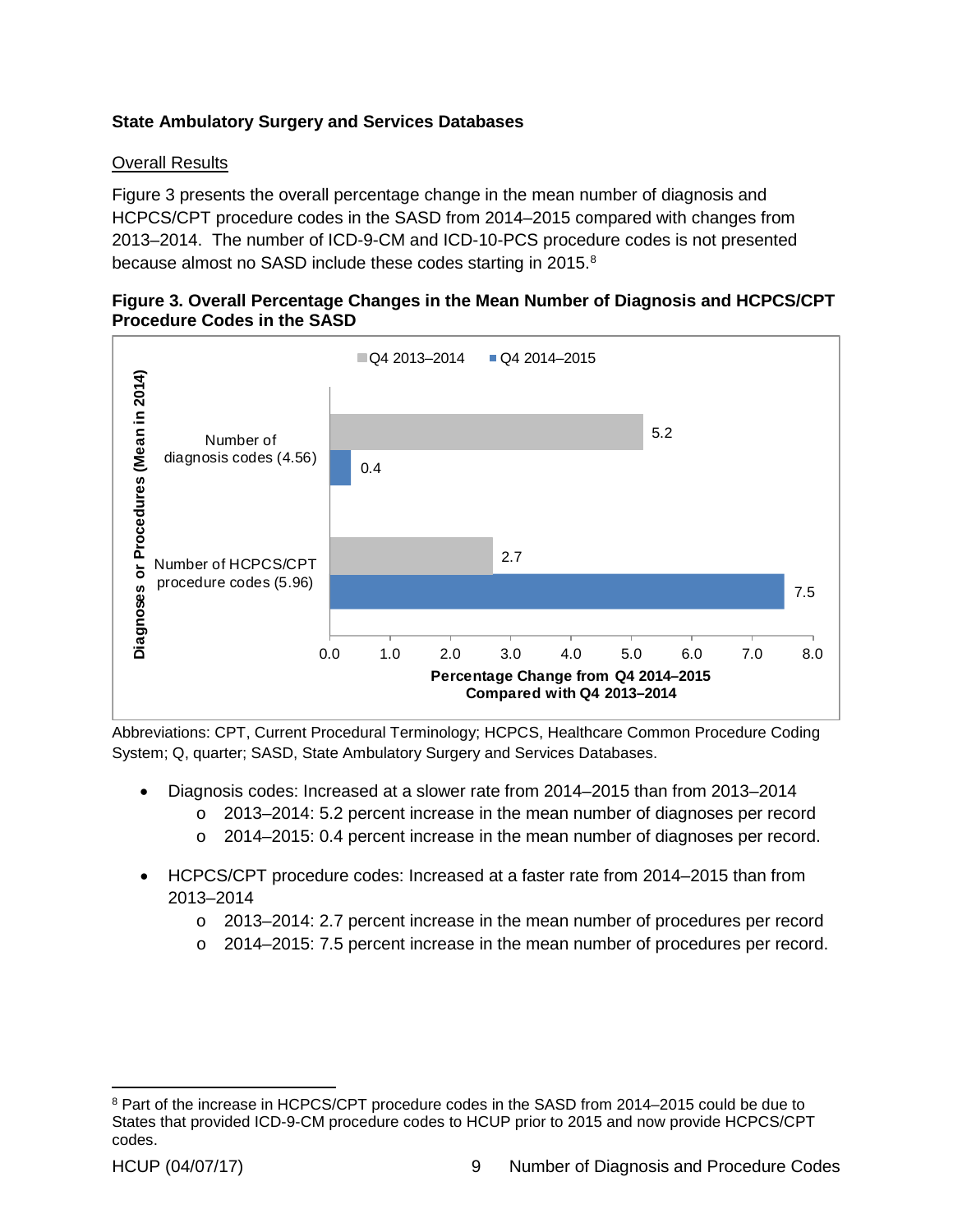### State Ambulatory Surgery and Services Databases

Overall Results

Figure 3 presents the overall percentage change in the mean number of diagnosis and HCPCS/CPT procedure codes in the SASD from 2014–2015 compared with changes from 2013–2014. The number of ICD-9-CM and ICD-10-PCS procedure codes is not presented because almost no SASD include these codes starting in 2015.[8]

**Figure 3. Overall Percentage Changes in the Mean Number of Diagnosis and HCPCS/CPT Procedure Codes in the SASD**

| Diagnoses or Procedures (Mean in 2014) | Q4 2013–2014 | Q4 2014–2015 |
|---|---|---|
| Number of diagnosis codes (4.56) | 5.2 | 0.4 |
| Number of HCPCS/CPT procedure codes (5.96) | 2.7 | 7.5 |

Percentage Change from Q4 2014–2015 Compared with Q4 2013–2014

Abbreviations: CPT, Current Procedural Terminology; HCPCS, Healthcare Common Procedure Coding System; Q, quarter; SASD, State Ambulatory Surgery and Services Databases.

- Diagnosis codes: Increased at a slower rate from 2014–2015 than from 2013–2014
  - 2013–2014: 5.2 percent increase in the mean number of diagnoses per record
  - 2014–2015: 0.4 percent increase in the mean number of diagnoses per record.
- HCPCS/CPT procedure codes: Increased at a faster rate from 2014–2015 than from 2013–2014
  - 2013–2014: 2.7 percent increase in the mean number of procedures per record
  - 2014–2015: 7.5 percent increase in the mean number of procedures per record.

[8] Part of the increase in HCPCS/CPT procedure codes in the SASD from 2014–2015 could be due to States that provided ICD-9-CM procedure codes to HCUP prior to 2015 and now provide HCPCS/CPT codes.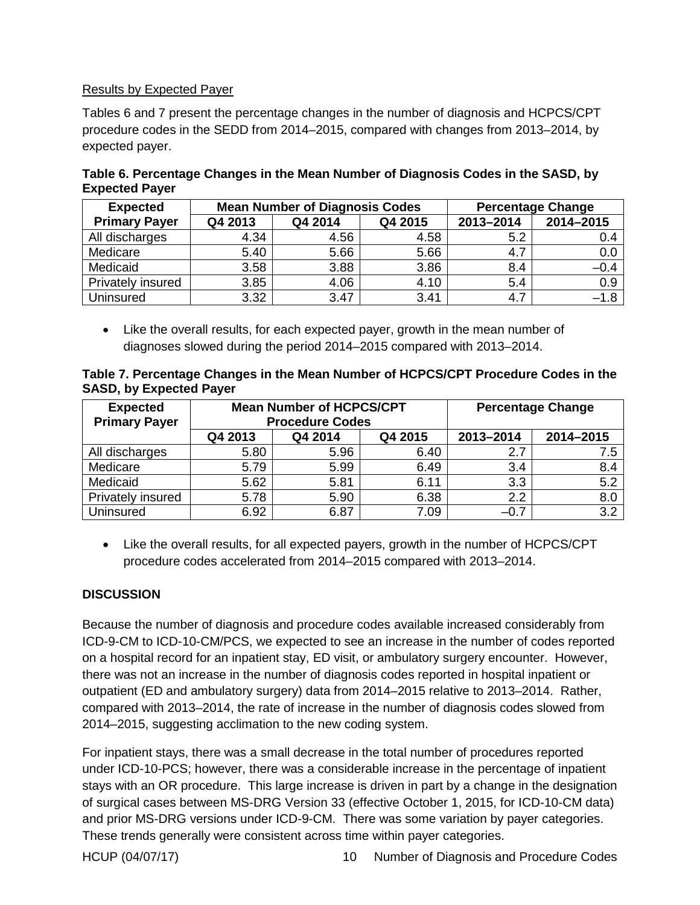Results by Expected Payer

Tables 6 and 7 present the percentage changes in the number of diagnosis and HCPCS/CPT procedure codes in the SEDD from 2014–2015, compared with changes from 2013–2014, by expected payer.

**Table 6. Percentage Changes in the Mean Number of Diagnosis Codes in the SASD, by Expected Payer**

| Expected Primary Payer | Mean Number of Diagnosis Codes | | | Percentage Change | |
|---|---|---|---|---|---|
| | Q4 2013 | Q4 2014 | Q4 2015 | 2013–2014 | 2014–2015 |
| All discharges | 4.34 | 4.56 | 4.58 | 5.2 | 0.4 |
| Medicare | 5.40 | 5.66 | 5.66 | 4.7 | 0.0 |
| Medicaid | 3.58 | 3.88 | 3.86 | 8.4 | –0.4 |
| Privately insured | 3.85 | 4.06 | 4.10 | 5.4 | 0.9 |
| Uninsured | 3.32 | 3.47 | 3.41 | 4.7 | –1.8 |

- Like the overall results, for each expected payer, growth in the mean number of diagnoses slowed during the period 2014–2015 compared with 2013–2014.

**Table 7. Percentage Changes in the Mean Number of HCPCS/CPT Procedure Codes in the SASD, by Expected Payer**

| Expected Primary Payer | Mean Number of HCPCS/CPT Procedure Codes | | | Percentage Change | |
|---|---|---|---|---|---|
| | Q4 2013 | Q4 2014 | Q4 2015 | 2013–2014 | 2014–2015 |
| All discharges | 5.80 | 5.96 | 6.40 | 2.7 | 7.5 |
| Medicare | 5.79 | 5.99 | 6.49 | 3.4 | 8.4 |
| Medicaid | 5.62 | 5.81 | 6.11 | 3.3 | 5.2 |
| Privately insured | 5.78 | 5.90 | 6.38 | 2.2 | 8.0 |
| Uninsured | 6.92 | 6.87 | 7.09 | –0.7 | 3.2 |

- Like the overall results, for all expected payers, growth in the number of HCPCS/CPT procedure codes accelerated from 2014–2015 compared with 2013–2014.

## DISCUSSION

Because the number of diagnosis and procedure codes available increased considerably from ICD-9-CM to ICD-10-CM/PCS, we expected to see an increase in the number of codes reported on a hospital record for an inpatient stay, ED visit, or ambulatory surgery encounter. However, there was not an increase in the number of diagnosis codes reported in hospital inpatient or outpatient (ED and ambulatory surgery) data from 2014–2015 relative to 2013–2014. Rather, compared with 2013–2014, the rate of increase in the number of diagnosis codes slowed from 2014–2015, suggesting acclimation to the new coding system.

For inpatient stays, there was a small decrease in the total number of procedures reported under ICD-10-PCS; however, there was a considerable increase in the percentage of inpatient stays with an OR procedure. This large increase is driven in part by a change in the designation of surgical cases between MS-DRG Version 33 (effective October 1, 2015, for ICD-10-CM data) and prior MS-DRG versions under ICD-9-CM. There was some variation by payer categories. These trends generally were consistent across time within payer categories.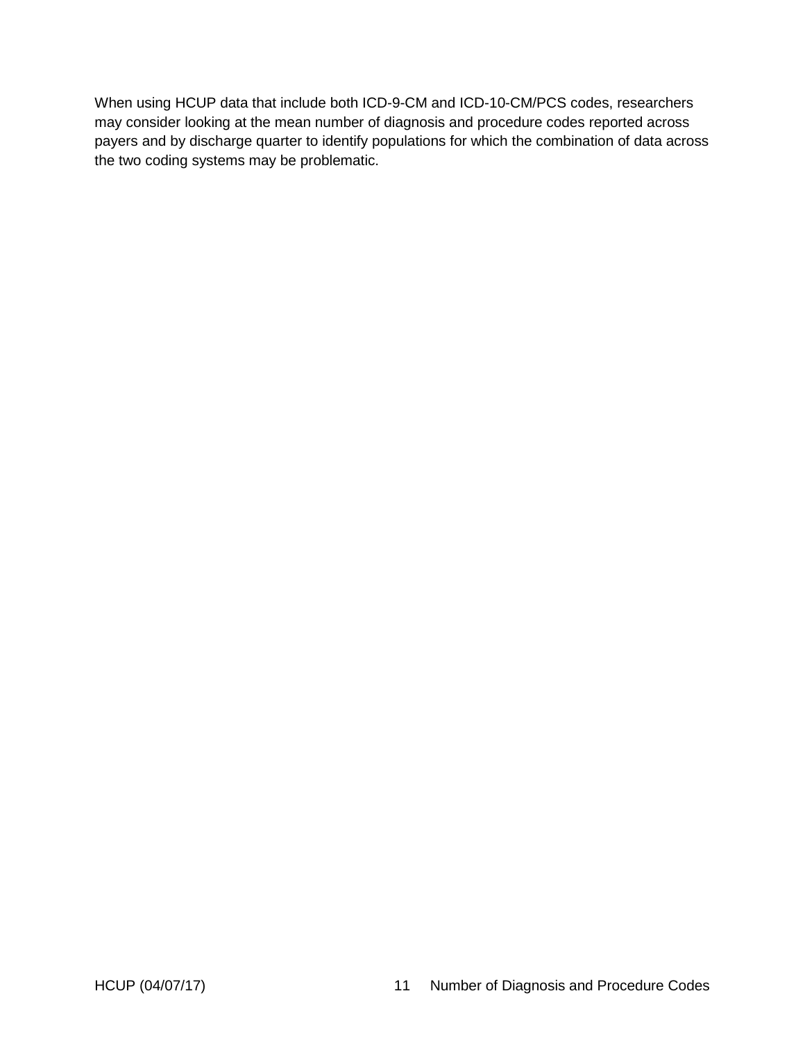When using HCUP data that include both ICD-9-CM and ICD-10-CM/PCS codes, researchers may consider looking at the mean number of diagnosis and procedure codes reported across payers and by discharge quarter to identify populations for which the combination of data across the two coding systems may be problematic.